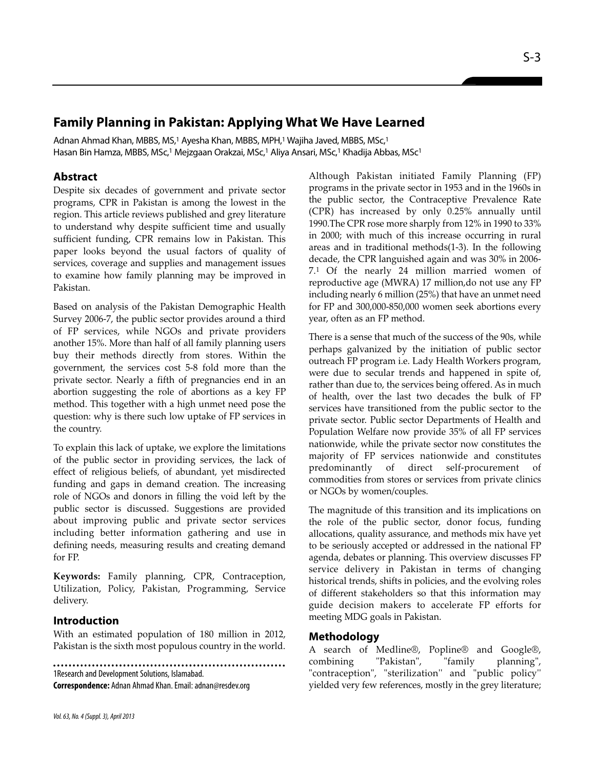# Family Planning in Pakistan: Applying What We Have Learned

Adnan Ahmad Khan, MBBS, MS,[1] Ayesha Khan, MBBS, MPH,[1] Wajiha Javed, MBBS, MSc,[1] Hasan Bin Hamza, MBBS, MSc,[1] Mejzgaan Orakzai, MSc,[1] Aliya Ansari, MSc,[1] Khadija Abbas, MSc[1]

## Abstract

Despite six decades of government and private sector programs, CPR in Pakistan is among the lowest in the region. This article reviews published and grey literature to understand why despite sufficient time and usually sufficient funding, CPR remains low in Pakistan. This paper looks beyond the usual factors of quality of services, coverage and supplies and management issues to examine how family planning may be improved in Pakistan.

Based on analysis of the Pakistan Demographic Health Survey 2006-7, the public sector provides around a third of FP services, while NGOs and private providers another 15%. More than half of all family planning users buy their methods directly from stores. Within the government, the services cost 5-8 fold more than the private sector. Nearly a fifth of pregnancies end in an abortion suggesting the role of abortions as a key FP method. This together with a high unmet need pose the question: why is there such low uptake of FP services in the country.

To explain this lack of uptake, we explore the limitations of the public sector in providing services, the lack of effect of religious beliefs, of abundant, yet misdirected funding and gaps in demand creation. The increasing role of NGOs and donors in filling the void left by the public sector is discussed. Suggestions are provided about improving public and private sector services including better information gathering and use in defining needs, measuring results and creating demand for FP.

**Keywords:** Family planning, CPR, Contraception, Utilization, Policy, Pakistan, Programming, Service delivery.

## Introduction

With an estimated population of 180 million in 2012, Pakistan is the sixth most populous country in the world.

1Research and Development Solutions, Islamabad.

**Correspondence:** Adnan Ahmad Khan. Email: adnan@resdev.org

Although Pakistan initiated Family Planning (FP) programs in the private sector in 1953 and in the 1960s in the public sector, the Contraceptive Prevalence Rate (CPR) has increased by only 0.25% annually until 1990.The CPR rose more sharply from 12% in 1990 to 33% in 2000; with much of this increase occurring in rural areas and in traditional methods(1-3). In the following decade, the CPR languished again and was 30% in 2006-7.[1] Of the nearly 24 million married women of reproductive age (MWRA) 17 million,do not use any FP including nearly 6 million (25%) that have an unmet need for FP and 300,000-850,000 women seek abortions every year, often as an FP method.

There is a sense that much of the success of the 90s, while perhaps galvanized by the initiation of public sector outreach FP program i.e. Lady Health Workers program, were due to secular trends and happened in spite of, rather than due to, the services being offered. As in much of health, over the last two decades the bulk of FP services have transitioned from the public sector to the private sector. Public sector Departments of Health and Population Welfare now provide 35% of all FP services nationwide, while the private sector now constitutes the majority of FP services nationwide and constitutes predominantly of direct self-procurement of commodities from stores or services from private clinics or NGOs by women/couples.

The magnitude of this transition and its implications on the role of the public sector, donor focus, funding allocations, quality assurance, and methods mix have yet to be seriously accepted or addressed in the national FP agenda, debates or planning. This overview discusses FP service delivery in Pakistan in terms of changing historical trends, shifts in policies, and the evolving roles of different stakeholders so that this information may guide decision makers to accelerate FP efforts for meeting MDG goals in Pakistan.

## Methodology

A search of Medline®, Popline® and Google®, combining "Pakistan", "family planning", "contraception", "sterilization" and "public policy" yielded very few references, mostly in the grey literature;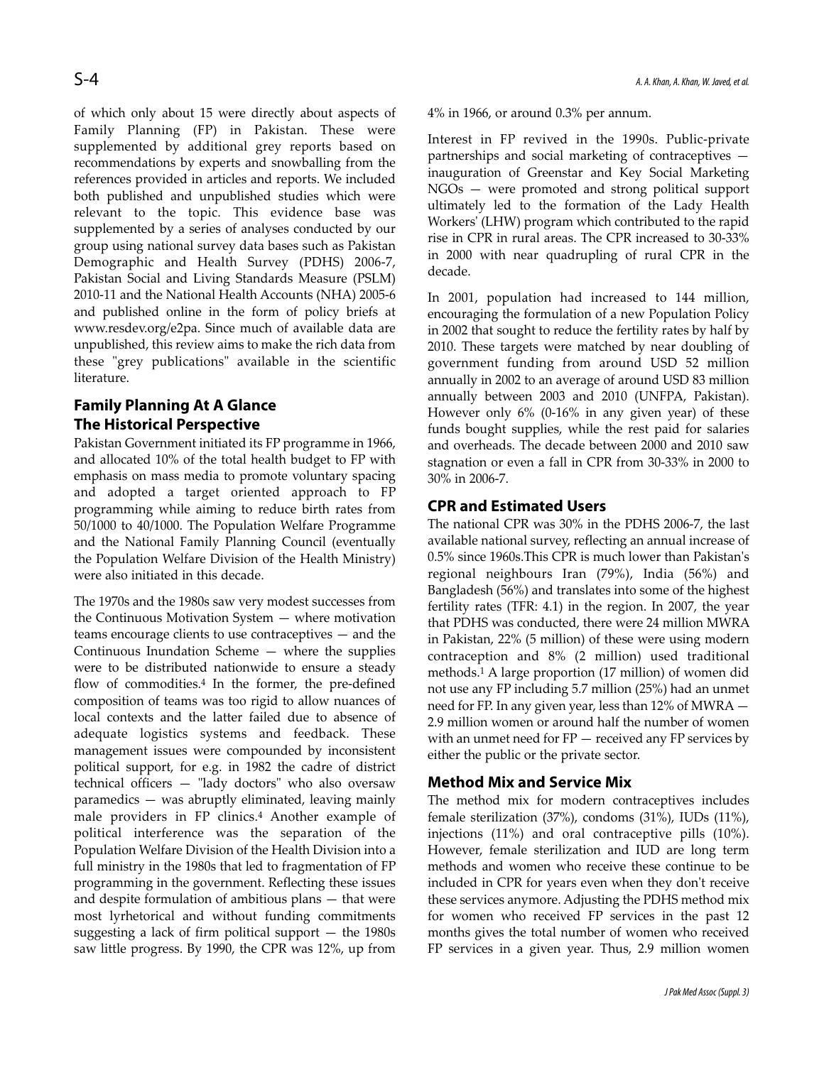of which only about 15 were directly about aspects of Family Planning (FP) in Pakistan. These were supplemented by additional grey reports based on recommendations by experts and snowballing from the references provided in articles and reports. We included both published and unpublished studies which were relevant to the topic. This evidence base was supplemented by a series of analyses conducted by our group using national survey data bases such as Pakistan Demographic and Health Survey (PDHS) 2006-7, Pakistan Social and Living Standards Measure (PSLM) 2010-11 and the National Health Accounts (NHA) 2005-6 and published online in the form of policy briefs at www.resdev.org/e2pa. Since much of available data are unpublished, this review aims to make the rich data from these "grey publications" available in the scientific literature.

## Family Planning At A Glance

### The Historical Perspective

Pakistan Government initiated its FP programme in 1966, and allocated 10% of the total health budget to FP with emphasis on mass media to promote voluntary spacing and adopted a target oriented approach to FP programming while aiming to reduce birth rates from 50/1000 to 40/1000. The Population Welfare Programme and the National Family Planning Council (eventually the Population Welfare Division of the Health Ministry) were also initiated in this decade.

The 1970s and the 1980s saw very modest successes from the Continuous Motivation System — where motivation teams encourage clients to use contraceptives — and the Continuous Inundation Scheme — where the supplies were to be distributed nationwide to ensure a steady flow of commodities.[4] In the former, the pre-defined composition of teams was too rigid to allow nuances of local contexts and the latter failed due to absence of adequate logistics systems and feedback. These management issues were compounded by inconsistent political support, for e.g. in 1982 the cadre of district technical officers — "lady doctors" who also oversaw paramedics — was abruptly eliminated, leaving mainly male providers in FP clinics.[4] Another example of political interference was the separation of the Population Welfare Division of the Health Division into a full ministry in the 1980s that led to fragmentation of FP programming in the government. Reflecting these issues and despite formulation of ambitious plans — that were most lyrhetorical and without funding commitments suggesting a lack of firm political support — the 1980s saw little progress. By 1990, the CPR was 12%, up from 4% in 1966, or around 0.3% per annum.

Interest in FP revived in the 1990s. Public-private partnerships and social marketing of contraceptives — inauguration of Greenstar and Key Social Marketing NGOs — were promoted and strong political support ultimately led to the formation of the Lady Health Workers' (LHW) program which contributed to the rapid rise in CPR in rural areas. The CPR increased to 30-33% in 2000 with near quadrupling of rural CPR in the decade.

In 2001, population had increased to 144 million, encouraging the formulation of a new Population Policy in 2002 that sought to reduce the fertility rates by half by 2010. These targets were matched by near doubling of government funding from around USD 52 million annually in 2002 to an average of around USD 83 million annually between 2003 and 2010 (UNFPA, Pakistan). However only 6% (0-16% in any given year) of these funds bought supplies, while the rest paid for salaries and overheads. The decade between 2000 and 2010 saw stagnation or even a fall in CPR from 30-33% in 2000 to 30% in 2006-7.

### CPR and Estimated Users

The national CPR was 30% in the PDHS 2006-7, the last available national survey, reflecting an annual increase of 0.5% since 1960s.This CPR is much lower than Pakistan's regional neighbours Iran (79%), India (56%) and Bangladesh (56%) and translates into some of the highest fertility rates (TFR: 4.1) in the region. In 2007, the year that PDHS was conducted, there were 24 million MWRA in Pakistan, 22% (5 million) of these were using modern contraception and 8% (2 million) used traditional methods.[1] A large proportion (17 million) of women did not use any FP including 5.7 million (25%) had an unmet need for FP. In any given year, less than 12% of MWRA — 2.9 million women or around half the number of women with an unmet need for FP — received any FP services by either the public or the private sector.

### Method Mix and Service Mix

The method mix for modern contraceptives includes female sterilization (37%), condoms (31%), IUDs (11%), injections (11%) and oral contraceptive pills (10%). However, female sterilization and IUD are long term methods and women who receive these continue to be included in CPR for years even when they don't receive these services anymore. Adjusting the PDHS method mix for women who received FP services in the past 12 months gives the total number of women who received FP services in a given year. Thus, 2.9 million women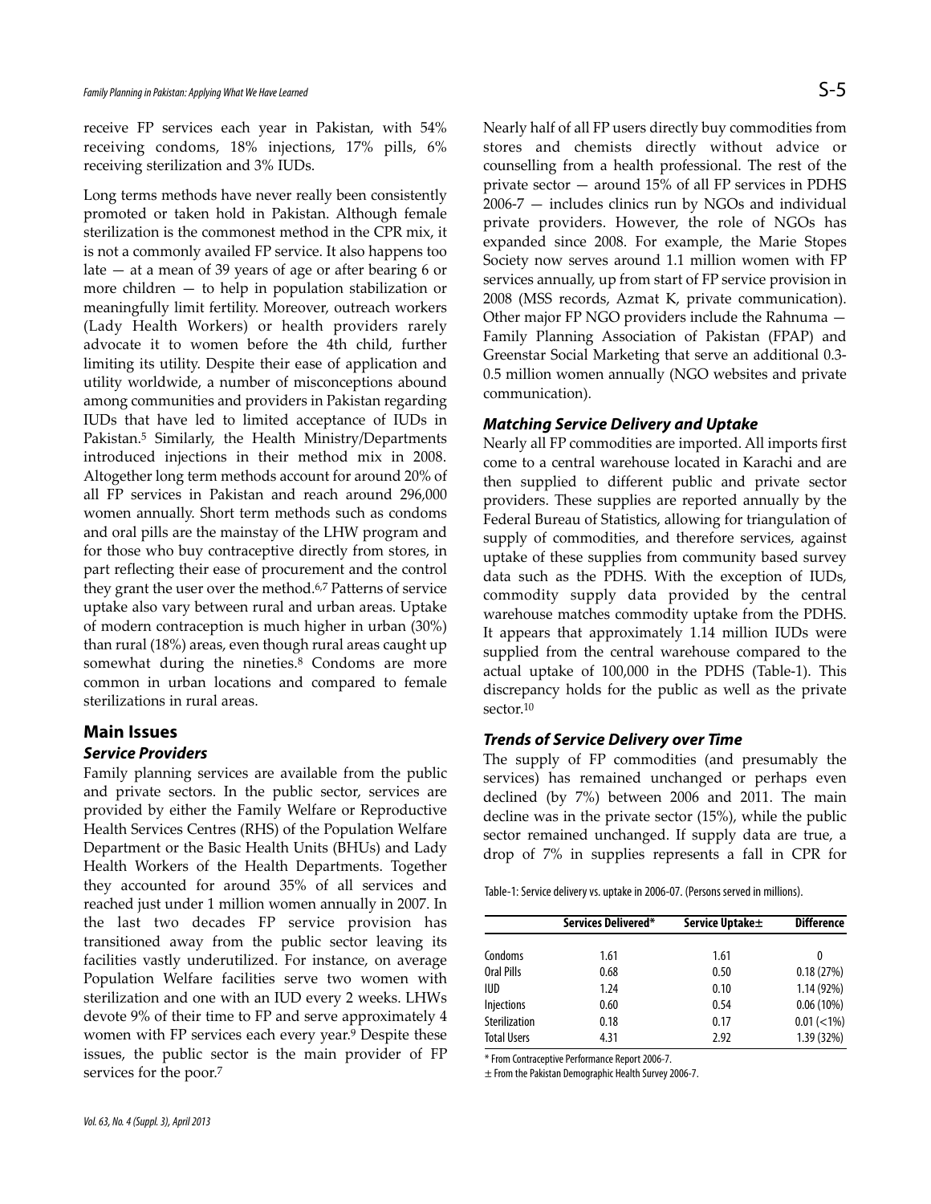receive FP services each year in Pakistan, with 54% receiving condoms, 18% injections, 17% pills, 6% receiving sterilization and 3% IUDs.

Long terms methods have never really been consistently promoted or taken hold in Pakistan. Although female sterilization is the commonest method in the CPR mix, it is not a commonly availed FP service. It also happens too late — at a mean of 39 years of age or after bearing 6 or more children — to help in population stabilization or meaningfully limit fertility. Moreover, outreach workers (Lady Health Workers) or health providers rarely advocate it to women before the 4th child, further limiting its utility. Despite their ease of application and utility worldwide, a number of misconceptions abound among communities and providers in Pakistan regarding IUDs that have led to limited acceptance of IUDs in Pakistan.[5] Similarly, the Health Ministry/Departments introduced injections in their method mix in 2008. Altogether long term methods account for around 20% of all FP services in Pakistan and reach around 296,000 women annually. Short term methods such as condoms and oral pills are the mainstay of the LHW program and for those who buy contraceptive directly from stores, in part reflecting their ease of procurement and the control they grant the user over the method.[6,7] Patterns of service uptake also vary between rural and urban areas. Uptake of modern contraception is much higher in urban (30%) than rural (18%) areas, even though rural areas caught up somewhat during the nineties.[8] Condoms are more common in urban locations and compared to female sterilizations in rural areas.

## Main Issues

### *Service Providers*

Family planning services are available from the public and private sectors. In the public sector, services are provided by either the Family Welfare or Reproductive Health Services Centres (RHS) of the Population Welfare Department or the Basic Health Units (BHUs) and Lady Health Workers of the Health Departments. Together they accounted for around 35% of all services and reached just under 1 million women annually in 2007. In the last two decades FP service provision has transitioned away from the public sector leaving its facilities vastly underutilized. For instance, on average Population Welfare facilities serve two women with sterilization and one with an IUD every 2 weeks. LHWs devote 9% of their time to FP and serve approximately 4 women with FP services each every year.[9] Despite these issues, the public sector is the main provider of FP services for the poor.[7]

Nearly half of all FP users directly buy commodities from stores and chemists directly without advice or counselling from a health professional. The rest of the private sector — around 15% of all FP services in PDHS 2006-7 — includes clinics run by NGOs and individual private providers. However, the role of NGOs has expanded since 2008. For example, the Marie Stopes Society now serves around 1.1 million women with FP services annually, up from start of FP service provision in 2008 (MSS records, Azmat K, private communication). Other major FP NGO providers include the Rahnuma — Family Planning Association of Pakistan (FPAP) and Greenstar Social Marketing that serve an additional 0.3-0.5 million women annually (NGO websites and private communication).

### *Matching Service Delivery and Uptake*

Nearly all FP commodities are imported. All imports first come to a central warehouse located in Karachi and are then supplied to different public and private sector providers. These supplies are reported annually by the Federal Bureau of Statistics, allowing for triangulation of supply of commodities, and therefore services, against uptake of these supplies from community based survey data such as the PDHS. With the exception of IUDs, commodity supply data provided by the central warehouse matches commodity uptake from the PDHS. It appears that approximately 1.14 million IUDs were supplied from the central warehouse compared to the actual uptake of 100,000 in the PDHS (Table-1). This discrepancy holds for the public as well as the private sector.[10]

### *Trends of Service Delivery over Time*

The supply of FP commodities (and presumably the services) has remained unchanged or perhaps even declined (by 7%) between 2006 and 2011. The main decline was in the private sector (15%), while the public sector remained unchanged. If supply data are true, a drop of 7% in supplies represents a fall in CPR for

Table-1: Service delivery vs. uptake in 2006-07. (Persons served in millions).

| | Services Delivered* | Service Uptake± | Difference |
|---|---|---|---|
| Condoms | 1.61 | 1.61 | 0 |
| Oral Pills | 0.68 | 0.50 | 0.18 (27%) |
| IUD | 1.24 | 0.10 | 1.14 (92%) |
| Injections | 0.60 | 0.54 | 0.06 (10%) |
| Sterilization | 0.18 | 0.17 | 0.01 (<1%) |
| Total Users | 4.31 | 2.92 | 1.39 (32%) |

\* From Contraceptive Performance Report 2006-7.

± From the Pakistan Demographic Health Survey 2006-7.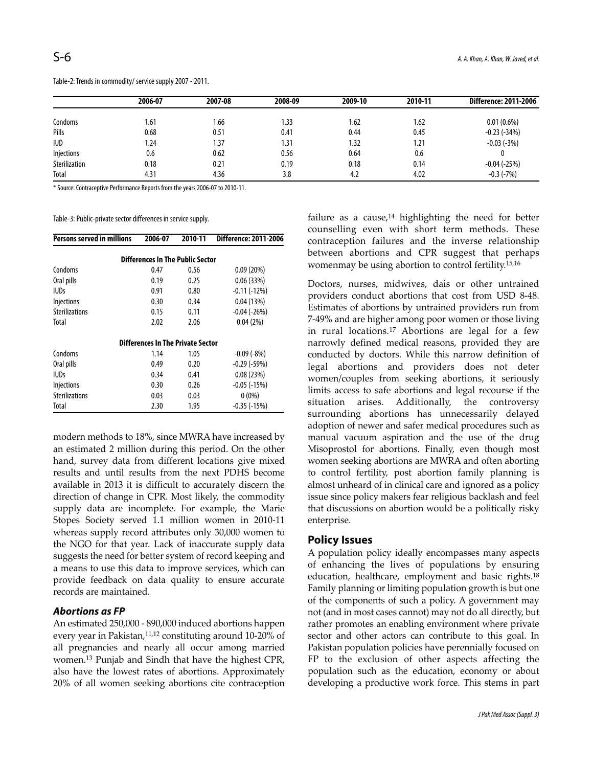Table-2: Trends in commodity/ service supply 2007 - 2011.

| | 2006-07 | 2007-08 | 2008-09 | 2009-10 | 2010-11 | Difference: 2011-2006 |
|---|---|---|---|---|---|---|
| Condoms | 1.61 | 1.66 | 1.33 | 1.62 | 1.62 | 0.01 (0.6%) |
| Pills | 0.68 | 0.51 | 0.41 | 0.44 | 0.45 | -0.23 (-34%) |
| IUD | 1.24 | 1.37 | 1.31 | 1.32 | 1.21 | -0.03 (-3%) |
| Injections | 0.6 | 0.62 | 0.56 | 0.64 | 0.6 | 0 |
| Sterilization | 0.18 | 0.21 | 0.19 | 0.18 | 0.14 | -0.04 (-25%) |
| Total | 4.31 | 4.36 | 3.8 | 4.2 | 4.02 | -0.3 (-7%) |

* Source: Contraceptive Performance Reports from the years 2006-07 to 2010-11.

Table-3: Public-private sector differences in service supply.

| Persons served in millions | 2006-07 | 2010-11 | Difference: 2011-2006 |
|---|---|---|---|
| **Differences In The Public Sector** | | | |
| Condoms | 0.47 | 0.56 | 0.09 (20%) |
| Oral pills | 0.19 | 0.25 | 0.06 (33%) |
| IUDs | 0.91 | 0.80 | -0.11 (-12%) |
| Injections | 0.30 | 0.34 | 0.04 (13%) |
| Sterilizations | 0.15 | 0.11 | -0.04 (-26%) |
| Total | 2.02 | 2.06 | 0.04 (2%) |
| **Differences In The Private Sector** | | | |
| Condoms | 1.14 | 1.05 | -0.09 (-8%) |
| Oral pills | 0.49 | 0.20 | -0.29 (-59%) |
| IUDs | 0.34 | 0.41 | 0.08 (23%) |
| Injections | 0.30 | 0.26 | -0.05 (-15%) |
| Sterilizations | 0.03 | 0.03 | 0 (0%) |
| Total | 2.30 | 1.95 | -0.35 (-15%) |

modern methods to 18%, since MWRA have increased by an estimated 2 million during this period. On the other hand, survey data from different locations give mixed results and until results from the next PDHS become available in 2013 it is difficult to accurately discern the direction of change in CPR. Most likely, the commodity supply data are incomplete. For example, the Marie Stopes Society served 1.1 million women in 2010-11 whereas supply record attributes only 30,000 women to the NGO for that year. Lack of inaccurate supply data suggests the need for better system of record keeping and a means to use this data to improve services, which can provide feedback on data quality to ensure accurate records are maintained.

### *Abortions as FP*

An estimated 250,000 - 890,000 induced abortions happen every year in Pakistan,[11,12] constituting around 10-20% of all pregnancies and nearly all occur among married women.[13] Punjab and Sindh that have the highest CPR, also have the lowest rates of abortions. Approximately 20% of all women seeking abortions cite contraception failure as a cause,[14] highlighting the need for better counselling even with short term methods. These contraception failures and the inverse relationship between abortions and CPR suggest that perhaps womenmay be using abortion to control fertility.[15,16]

Doctors, nurses, midwives, dais or other untrained providers conduct abortions that cost from USD 8-48. Estimates of abortions by untrained providers run from 7-49% and are higher among poor women or those living in rural locations.[17] Abortions are legal for a few narrowly defined medical reasons, provided they are conducted by doctors. While this narrow definition of legal abortions and providers does not deter women/couples from seeking abortions, it seriously limits access to safe abortions and legal recourse if the situation arises. Additionally, the controversy surrounding abortions has unnecessarily delayed adoption of newer and safer medical procedures such as manual vacuum aspiration and the use of the drug Misoprostol for abortions. Finally, even though most women seeking abortions are MWRA and often aborting to control fertility, post abortion family planning is almost unheard of in clinical care and ignored as a policy issue since policy makers fear religious backlash and feel that discussions on abortion would be a politically risky enterprise.

## Policy Issues

A population policy ideally encompasses many aspects of enhancing the lives of populations by ensuring education, healthcare, employment and basic rights.[18] Family planning or limiting population growth is but one of the components of such a policy. A government may not (and in most cases cannot) may not do all directly, but rather promotes an enabling environment where private sector and other actors can contribute to this goal. In Pakistan population policies have perennially focused on FP to the exclusion of other aspects affecting the population such as the education, economy or about developing a productive work force. This stems in part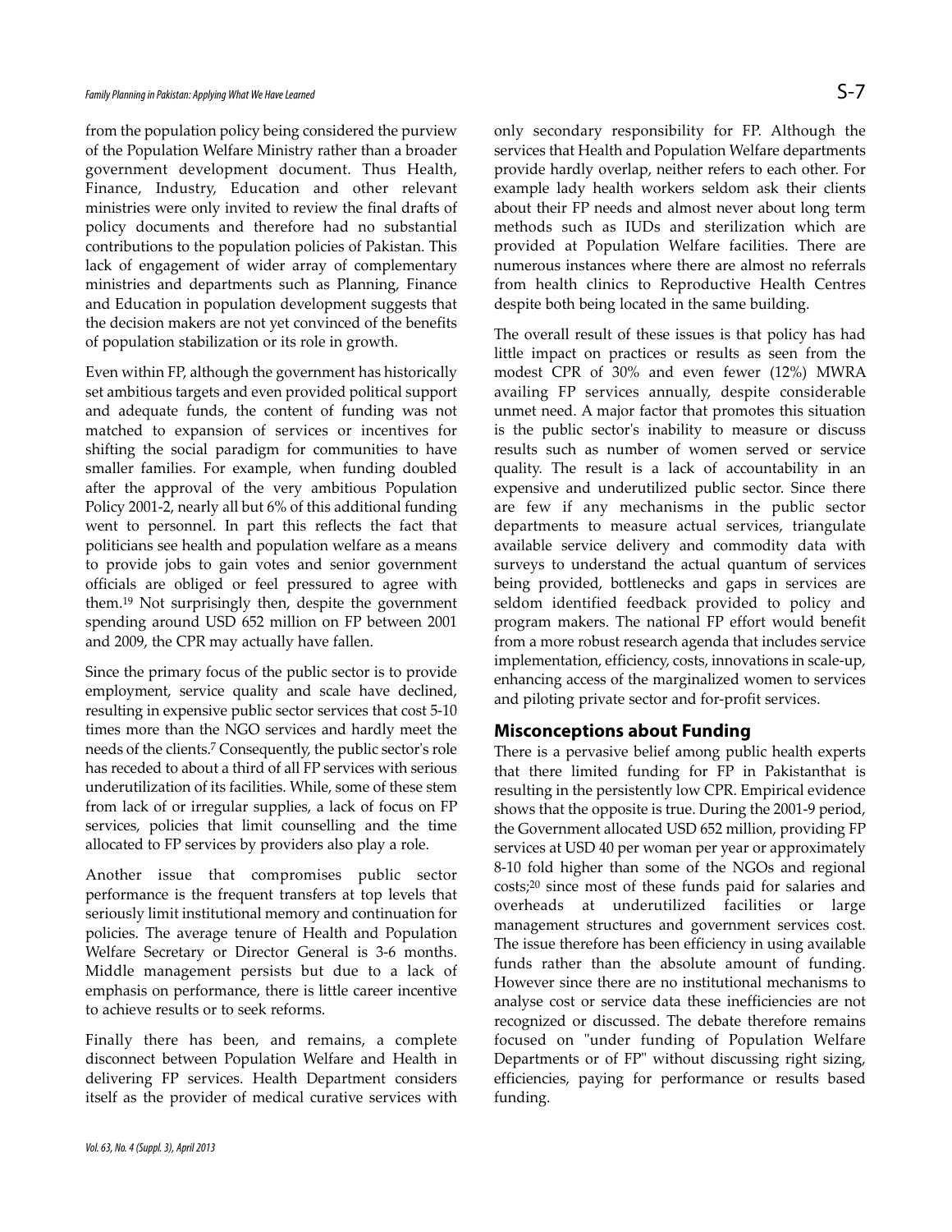from the population policy being considered the purview of the Population Welfare Ministry rather than a broader government development document. Thus Health, Finance, Industry, Education and other relevant ministries were only invited to review the final drafts of policy documents and therefore had no substantial contributions to the population policies of Pakistan. This lack of engagement of wider array of complementary ministries and departments such as Planning, Finance and Education in population development suggests that the decision makers are not yet convinced of the benefits of population stabilization or its role in growth.

Even within FP, although the government has historically set ambitious targets and even provided political support and adequate funds, the content of funding was not matched to expansion of services or incentives for shifting the social paradigm for communities to have smaller families. For example, when funding doubled after the approval of the very ambitious Population Policy 2001-2, nearly all but 6% of this additional funding went to personnel. In part this reflects the fact that politicians see health and population welfare as a means to provide jobs to gain votes and senior government officials are obliged or feel pressured to agree with them.[19] Not surprisingly then, despite the government spending around USD 652 million on FP between 2001 and 2009, the CPR may actually have fallen.

Since the primary focus of the public sector is to provide employment, service quality and scale have declined, resulting in expensive public sector services that cost 5-10 times more than the NGO services and hardly meet the needs of the clients.[7] Consequently, the public sector's role has receded to about a third of all FP services with serious underutilization of its facilities. While, some of these stem from lack of or irregular supplies, a lack of focus on FP services, policies that limit counselling and the time allocated to FP services by providers also play a role.

Another issue that compromises public sector performance is the frequent transfers at top levels that seriously limit institutional memory and continuation for policies. The average tenure of Health and Population Welfare Secretary or Director General is 3-6 months. Middle management persists but due to a lack of emphasis on performance, there is little career incentive to achieve results or to seek reforms.

Finally there has been, and remains, a complete disconnect between Population Welfare and Health in delivering FP services. Health Department considers itself as the provider of medical curative services with only secondary responsibility for FP. Although the services that Health and Population Welfare departments provide hardly overlap, neither refers to each other. For example lady health workers seldom ask their clients about their FP needs and almost never about long term methods such as IUDs and sterilization which are provided at Population Welfare facilities. There are numerous instances where there are almost no referrals from health clinics to Reproductive Health Centres despite both being located in the same building.

The overall result of these issues is that policy has had little impact on practices or results as seen from the modest CPR of 30% and even fewer (12%) MWRA availing FP services annually, despite considerable unmet need. A major factor that promotes this situation is the public sector's inability to measure or discuss results such as number of women served or service quality. The result is a lack of accountability in an expensive and underutilized public sector. Since there are few if any mechanisms in the public sector departments to measure actual services, triangulate available service delivery and commodity data with surveys to understand the actual quantum of services being provided, bottlenecks and gaps in services are seldom identified feedback provided to policy and program makers. The national FP effort would benefit from a more robust research agenda that includes service implementation, efficiency, costs, innovations in scale-up, enhancing access of the marginalized women to services and piloting private sector and for-profit services.

## Misconceptions about Funding

There is a pervasive belief among public health experts that there limited funding for FP in Pakistanthat is resulting in the persistently low CPR. Empirical evidence shows that the opposite is true. During the 2001-9 period, the Government allocated USD 652 million, providing FP services at USD 40 per woman per year or approximately 8-10 fold higher than some of the NGOs and regional costs;[20] since most of these funds paid for salaries and overheads at underutilized facilities or large management structures and government services cost. The issue therefore has been efficiency in using available funds rather than the absolute amount of funding. However since there are no institutional mechanisms to analyse cost or service data these inefficiencies are not recognized or discussed. The debate therefore remains focused on "under funding of Population Welfare Departments or of FP" without discussing right sizing, efficiencies, paying for performance or results based funding.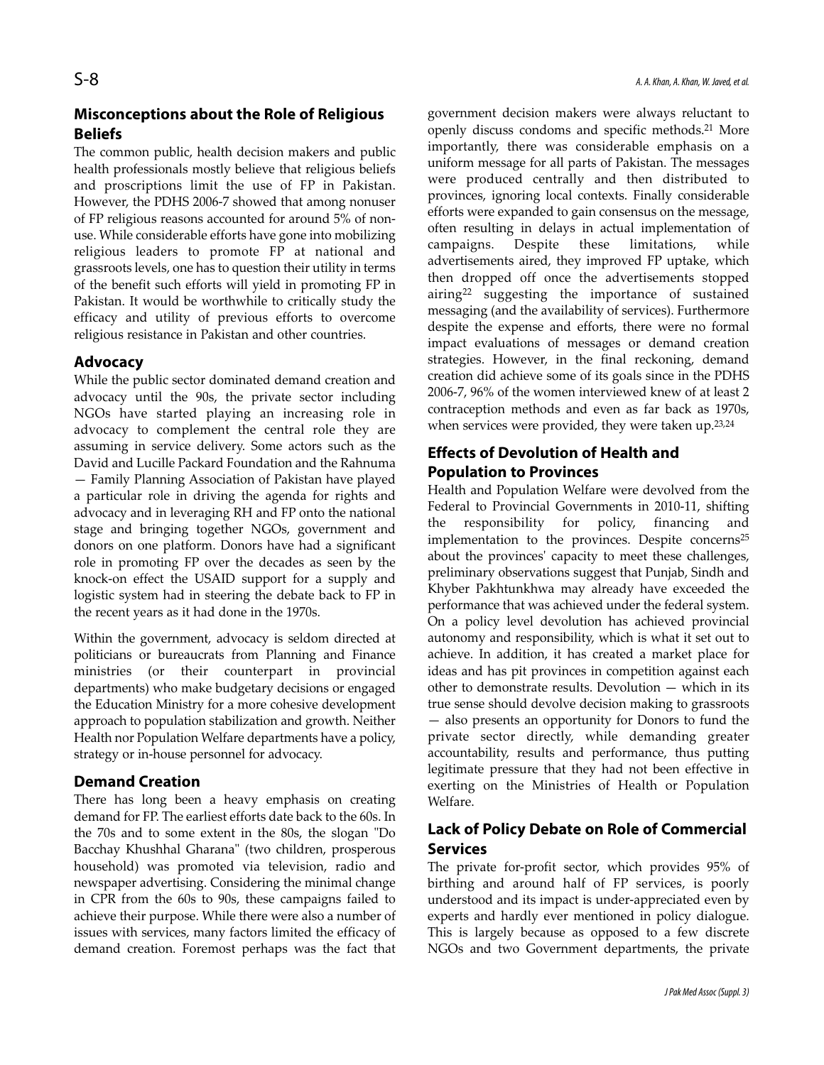## Misconceptions about the Role of Religious Beliefs

The common public, health decision makers and public health professionals mostly believe that religious beliefs and proscriptions limit the use of FP in Pakistan. However, the PDHS 2006-7 showed that among nonuser of FP religious reasons accounted for around 5% of non-use. While considerable efforts have gone into mobilizing religious leaders to promote FP at national and grassroots levels, one has to question their utility in terms of the benefit such efforts will yield in promoting FP in Pakistan. It would be worthwhile to critically study the efficacy and utility of previous efforts to overcome religious resistance in Pakistan and other countries.

## Advocacy

While the public sector dominated demand creation and advocacy until the 90s, the private sector including NGOs have started playing an increasing role in advocacy to complement the central role they are assuming in service delivery. Some actors such as the David and Lucille Packard Foundation and the Rahnuma — Family Planning Association of Pakistan have played a particular role in driving the agenda for rights and advocacy and in leveraging RH and FP onto the national stage and bringing together NGOs, government and donors on one platform. Donors have had a significant role in promoting FP over the decades as seen by the knock-on effect the USAID support for a supply and logistic system had in steering the debate back to FP in the recent years as it had done in the 1970s.

Within the government, advocacy is seldom directed at politicians or bureaucrats from Planning and Finance ministries (or their counterpart in provincial departments) who make budgetary decisions or engaged the Education Ministry for a more cohesive development approach to population stabilization and growth. Neither Health nor Population Welfare departments have a policy, strategy or in-house personnel for advocacy.

## Demand Creation

There has long been a heavy emphasis on creating demand for FP. The earliest efforts date back to the 60s. In the 70s and to some extent in the 80s, the slogan "Do Bacchay Khushhal Gharana" (two children, prosperous household) was promoted via television, radio and newspaper advertising. Considering the minimal change in CPR from the 60s to 90s, these campaigns failed to achieve their purpose. While there were also a number of issues with services, many factors limited the efficacy of demand creation. Foremost perhaps was the fact that government decision makers were always reluctant to openly discuss condoms and specific methods.[21] More importantly, there was considerable emphasis on a uniform message for all parts of Pakistan. The messages were produced centrally and then distributed to provinces, ignoring local contexts. Finally considerable efforts were expanded to gain consensus on the message, often resulting in delays in actual implementation of campaigns. Despite these limitations, while advertisements aired, they improved FP uptake, which then dropped off once the advertisements stopped airing[22] suggesting the importance of sustained messaging (and the availability of services). Furthermore despite the expense and efforts, there were no formal impact evaluations of messages or demand creation strategies. However, in the final reckoning, demand creation did achieve some of its goals since in the PDHS 2006-7, 96% of the women interviewed knew of at least 2 contraception methods and even as far back as 1970s, when services were provided, they were taken up.[23,24]

## Effects of Devolution of Health and Population to Provinces

Health and Population Welfare were devolved from the Federal to Provincial Governments in 2010-11, shifting the responsibility for policy, financing and implementation to the provinces. Despite concerns[25] about the provinces' capacity to meet these challenges, preliminary observations suggest that Punjab, Sindh and Khyber Pakhtunkhwa may already have exceeded the performance that was achieved under the federal system. On a policy level devolution has achieved provincial autonomy and responsibility, which is what it set out to achieve. In addition, it has created a market place for ideas and has pit provinces in competition against each other to demonstrate results. Devolution — which in its true sense should devolve decision making to grassroots — also presents an opportunity for Donors to fund the private sector directly, while demanding greater accountability, results and performance, thus putting legitimate pressure that they had not been effective in exerting on the Ministries of Health or Population Welfare.

## Lack of Policy Debate on Role of Commercial Services

The private for-profit sector, which provides 95% of birthing and around half of FP services, is poorly understood and its impact is under-appreciated even by experts and hardly ever mentioned in policy dialogue. This is largely because as opposed to a few discrete NGOs and two Government departments, the private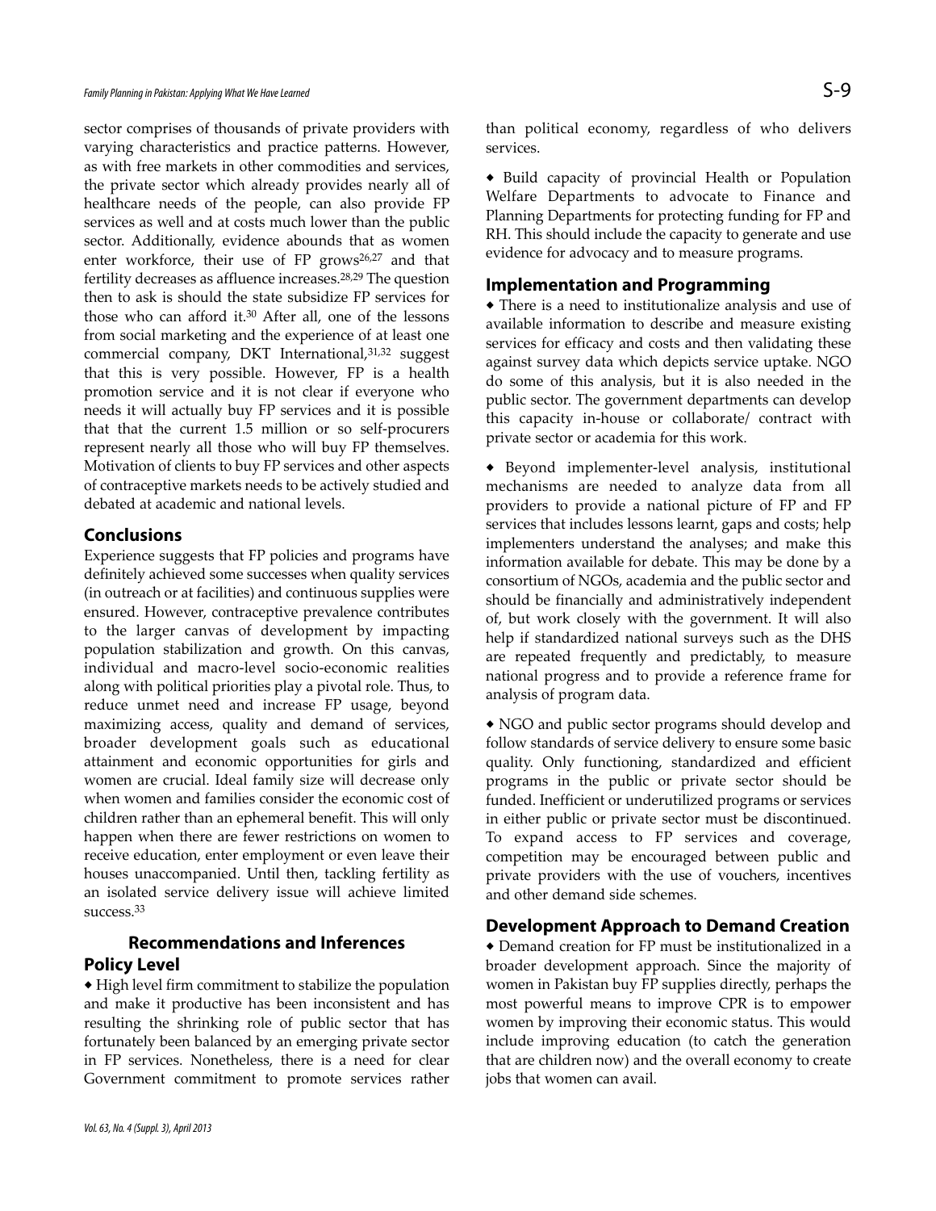sector comprises of thousands of private providers with varying characteristics and practice patterns. However, as with free markets in other commodities and services, the private sector which already provides nearly all of healthcare needs of the people, can also provide FP services as well and at costs much lower than the public sector. Additionally, evidence abounds that as women enter workforce, their use of FP grows[26,27] and that fertility decreases as affluence increases.[28,29] The question then to ask is should the state subsidize FP services for those who can afford it.[30] After all, one of the lessons from social marketing and the experience of at least one commercial company, DKT International,[31,32] suggest that this is very possible. However, FP is a health promotion service and it is not clear if everyone who needs it will actually buy FP services and it is possible that that the current 1.5 million or so self-procurers represent nearly all those who will buy FP themselves. Motivation of clients to buy FP services and other aspects of contraceptive markets needs to be actively studied and debated at academic and national levels.

## Conclusions

Experience suggests that FP policies and programs have definitely achieved some successes when quality services (in outreach or at facilities) and continuous supplies were ensured. However, contraceptive prevalence contributes to the larger canvas of development by impacting population stabilization and growth. On this canvas, individual and macro-level socio-economic realities along with political priorities play a pivotal role. Thus, to reduce unmet need and increase FP usage, beyond maximizing access, quality and demand of services, broader development goals such as educational attainment and economic opportunities for girls and women are crucial. Ideal family size will decrease only when women and families consider the economic cost of children rather than an ephemeral benefit. This will only happen when there are fewer restrictions on women to receive education, enter employment or even leave their houses unaccompanied. Until then, tackling fertility as an isolated service delivery issue will achieve limited success.[33]

## Recommendations and Inferences

### Policy Level

- High level firm commitment to stabilize the population and make it productive has been inconsistent and has resulting the shrinking role of public sector that has fortunately been balanced by an emerging private sector in FP services. Nonetheless, there is a need for clear Government commitment to promote services rather than political economy, regardless of who delivers services.

- Build capacity of provincial Health or Population Welfare Departments to advocate to Finance and Planning Departments for protecting funding for FP and RH. This should include the capacity to generate and use evidence for advocacy and to measure programs.

### Implementation and Programming

- There is a need to institutionalize analysis and use of available information to describe and measure existing services for efficacy and costs and then validating these against survey data which depicts service uptake. NGO do some of this analysis, but it is also needed in the public sector. The government departments can develop this capacity in-house or collaborate/ contract with private sector or academia for this work.

- Beyond implementer-level analysis, institutional mechanisms are needed to analyze data from all providers to provide a national picture of FP and FP services that includes lessons learnt, gaps and costs; help implementers understand the analyses; and make this information available for debate. This may be done by a consortium of NGOs, academia and the public sector and should be financially and administratively independent of, but work closely with the government. It will also help if standardized national surveys such as the DHS are repeated frequently and predictably, to measure national progress and to provide a reference frame for analysis of program data.

- NGO and public sector programs should develop and follow standards of service delivery to ensure some basic quality. Only functioning, standardized and efficient programs in the public or private sector should be funded. Inefficient or underutilized programs or services in either public or private sector must be discontinued. To expand access to FP services and coverage, competition may be encouraged between public and private providers with the use of vouchers, incentives and other demand side schemes.

### Development Approach to Demand Creation

- Demand creation for FP must be institutionalized in a broader development approach. Since the majority of women in Pakistan buy FP supplies directly, perhaps the most powerful means to improve CPR is to empower women by improving their economic status. This would include improving education (to catch the generation that are children now) and the overall economy to create jobs that women can avail.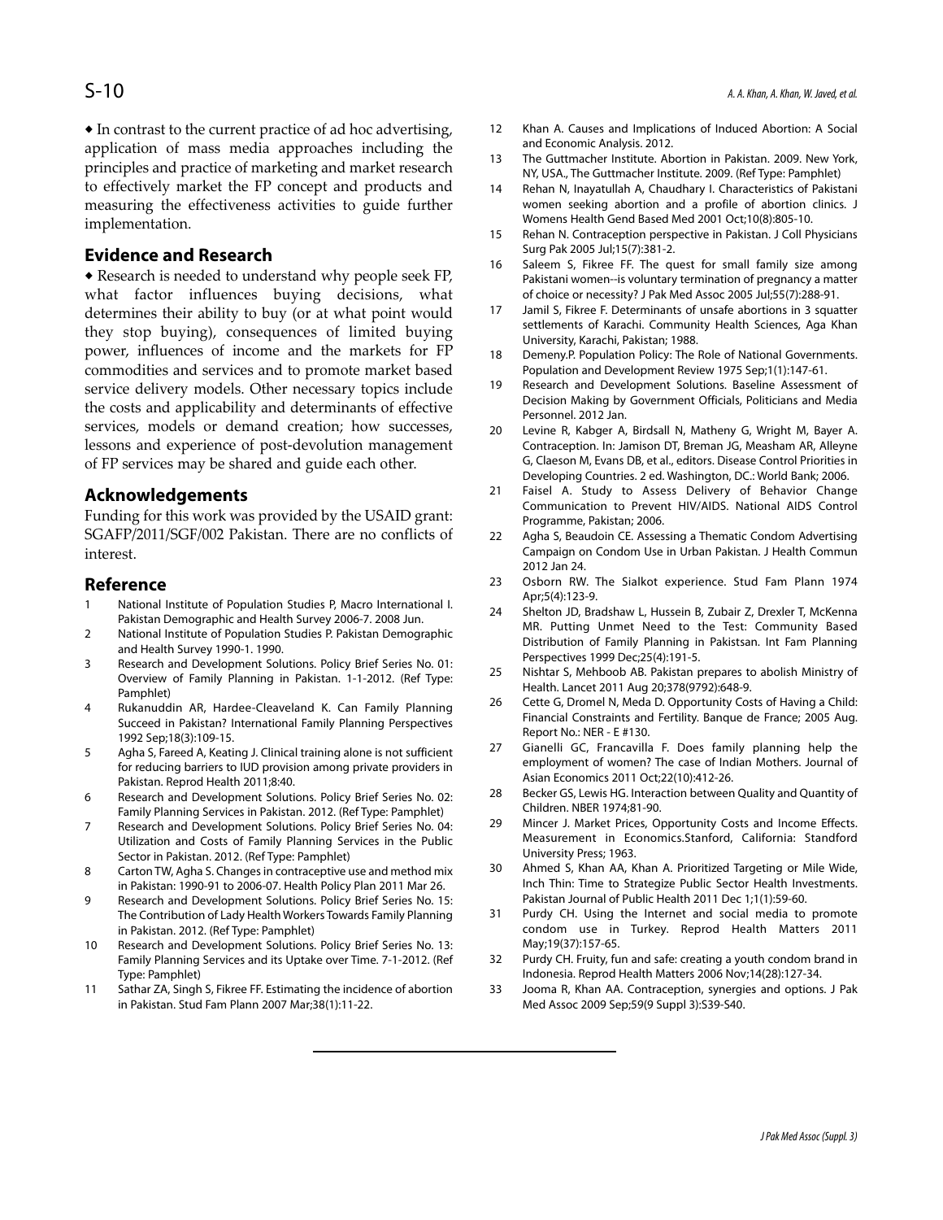◆ In contrast to the current practice of ad hoc advertising, application of mass media approaches including the principles and practice of marketing and market research to effectively market the FP concept and products and measuring the effectiveness activities to guide further implementation.

## Evidence and Research

◆ Research is needed to understand why people seek FP, what factor influences buying decisions, what determines their ability to buy (or at what point would they stop buying), consequences of limited buying power, influences of income and the markets for FP commodities and services and to promote market based service delivery models. Other necessary topics include the costs and applicability and determinants of effective services, models or demand creation; how successes, lessons and experience of post-devolution management of FP services may be shared and guide each other.

## Acknowledgements

Funding for this work was provided by the USAID grant: SGAFP/2011/SGF/002 Pakistan. There are no conflicts of interest.

## Reference

1. National Institute of Population Studies P, Macro International I. Pakistan Demographic and Health Survey 2006-7. 2008 Jun.
2. National Institute of Population Studies P. Pakistan Demographic and Health Survey 1990-1. 1990.
3. Research and Development Solutions. Policy Brief Series No. 01: Overview of Family Planning in Pakistan. 1-1-2012. (Ref Type: Pamphlet)
4. Rukanuddin AR, Hardee-Cleaveland K. Can Family Planning Succeed in Pakistan? International Family Planning Perspectives 1992 Sep;18(3):109-15.
5. Agha S, Fareed A, Keating J. Clinical training alone is not sufficient for reducing barriers to IUD provision among private providers in Pakistan. Reprod Health 2011;8:40.
6. Research and Development Solutions. Policy Brief Series No. 02: Family Planning Services in Pakistan. 2012. (Ref Type: Pamphlet)
7. Research and Development Solutions. Policy Brief Series No. 04: Utilization and Costs of Family Planning Services in the Public Sector in Pakistan. 2012. (Ref Type: Pamphlet)
8. Carton TW, Agha S. Changes in contraceptive use and method mix in Pakistan: 1990-91 to 2006-07. Health Policy Plan 2011 Mar 26.
9. Research and Development Solutions. Policy Brief Series No. 15: The Contribution of Lady Health Workers Towards Family Planning in Pakistan. 2012. (Ref Type: Pamphlet)
10. Research and Development Solutions. Policy Brief Series No. 13: Family Planning Services and its Uptake over Time. 7-1-2012. (Ref Type: Pamphlet)
11. Sathar ZA, Singh S, Fikree FF. Estimating the incidence of abortion in Pakistan. Stud Fam Plann 2007 Mar;38(1):11-22.
12. Khan A. Causes and Implications of Induced Abortion: A Social and Economic Analysis. 2012.
13. The Guttmacher Institute. Abortion in Pakistan. 2009. New York, NY, USA., The Guttmacher Institute. 2009. (Ref Type: Pamphlet)
14. Rehan N, Inayatullah A, Chaudhary I. Characteristics of Pakistani women seeking abortion and a profile of abortion clinics. J Womens Health Gend Based Med 2001 Oct;10(8):805-10.
15. Rehan N. Contraception perspective in Pakistan. J Coll Physicians Surg Pak 2005 Jul;15(7):381-2.
16. Saleem S, Fikree FF. The quest for small family size among Pakistani women--is voluntary termination of pregnancy a matter of choice or necessity? J Pak Med Assoc 2005 Jul;55(7):288-91.
17. Jamil S, Fikree F. Determinants of unsafe abortions in 3 squatter settlements of Karachi. Community Health Sciences, Aga Khan University, Karachi, Pakistan; 1988.
18. Demeny.P. Population Policy: The Role of National Governments. Population and Development Review 1975 Sep;1(1):147-61.
19. Research and Development Solutions. Baseline Assessment of Decision Making by Government Officials, Politicians and Media Personnel. 2012 Jan.
20. Levine R, Kabger A, Birdsall N, Matheny G, Wright M, Bayer A. Contraception. In: Jamison DT, Breman JG, Measham AR, Alleyne G, Claeson M, Evans DB, et al., editors. Disease Control Priorities in Developing Countries. 2 ed. Washington, DC.: World Bank; 2006.
21. Faisel A. Study to Assess Delivery of Behavior Change Communication to Prevent HIV/AIDS. National AIDS Control Programme, Pakistan; 2006.
22. Agha S, Beaudoin CE. Assessing a Thematic Condom Advertising Campaign on Condom Use in Urban Pakistan. J Health Commun 2012 Jan 24.
23. Osborn RW. The Sialkot experience. Stud Fam Plann 1974 Apr;5(4):123-9.
24. Shelton JD, Bradshaw L, Hussein B, Zubair Z, Drexler T, McKenna MR. Putting Unmet Need to the Test: Community Based Distribution of Family Planning in Pakistsan. Int Fam Planning Perspectives 1999 Dec;25(4):191-5.
25. Nishtar S, Mehboob AB. Pakistan prepares to abolish Ministry of Health. Lancet 2011 Aug 20;378(9792):648-9.
26. Cette G, Dromel N, Meda D. Opportunity Costs of Having a Child: Financial Constraints and Fertility. Banque de France; 2005 Aug. Report No.: NER - E #130.
27. Gianelli GC, Francavilla F. Does family planning help the employment of women? The case of Indian Mothers. Journal of Asian Economics 2011 Oct;22(10):412-26.
28. Becker GS, Lewis HG. Interaction between Quality and Quantity of Children. NBER 1974;81-90.
29. Mincer J. Market Prices, Opportunity Costs and Income Effects. Measurement in Economics.Stanford, California: Standford University Press; 1963.
30. Ahmed S, Khan AA, Khan A. Prioritized Targeting or Mile Wide, Inch Thin: Time to Strategize Public Sector Health Investments. Pakistan Journal of Public Health 2011 Dec 1;1(1):59-60.
31. Purdy CH. Using the Internet and social media to promote condom use in Turkey. Reprod Health Matters 2011 May;19(37):157-65.
32. Purdy CH. Fruity, fun and safe: creating a youth condom brand in Indonesia. Reprod Health Matters 2006 Nov;14(28):127-34.
33. Jooma R, Khan AA. Contraception, synergies and options. J Pak Med Assoc 2009 Sep;59(9 Suppl 3):S39-S40.